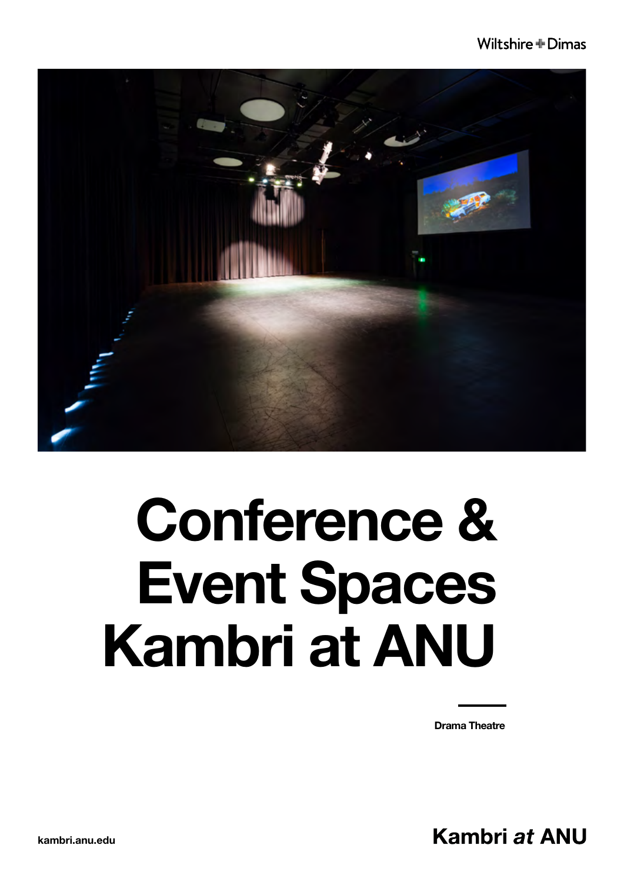Wiltshire + Dimas

# Conference & Event Spaces Kambri at ANU

Drama Theatre

kambri.anu.edu

Kambri *at* ANU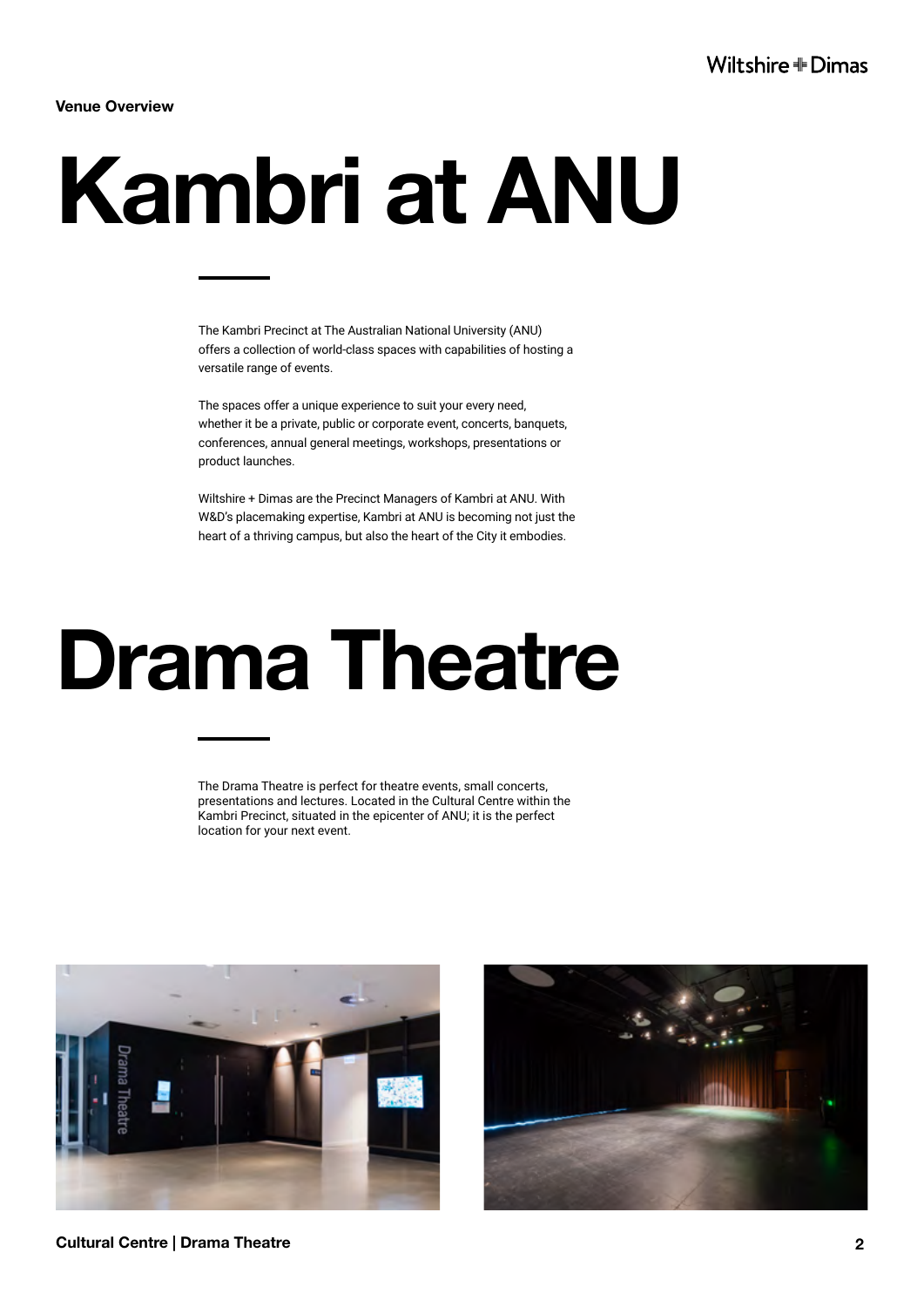**Venue Overview**

# Kambri at ANU

The Kambri Precinct at The Australian National University (ANU) offers a collection of world-class spaces with capabilities of hosting a versatile range of events.

The spaces offer a unique experience to suit your every need, whether it be a private, public or corporate event, concerts, banquets, conferences, annual general meetings, workshops, presentations or product launches.

Wiltshire + Dimas are the Precinct Managers of Kambri at ANU. With W&D's placemaking expertise, Kambri at ANU is becoming not just the heart of a thriving campus, but also the heart of the City it embodies.

# Drama Theatre

The Drama Theatre is perfect for theatre events, small concerts, presentations and lectures. Located in the Cultural Centre within the Kambri Precinct, situated in the epicenter of ANU; it is the perfect location for your next event.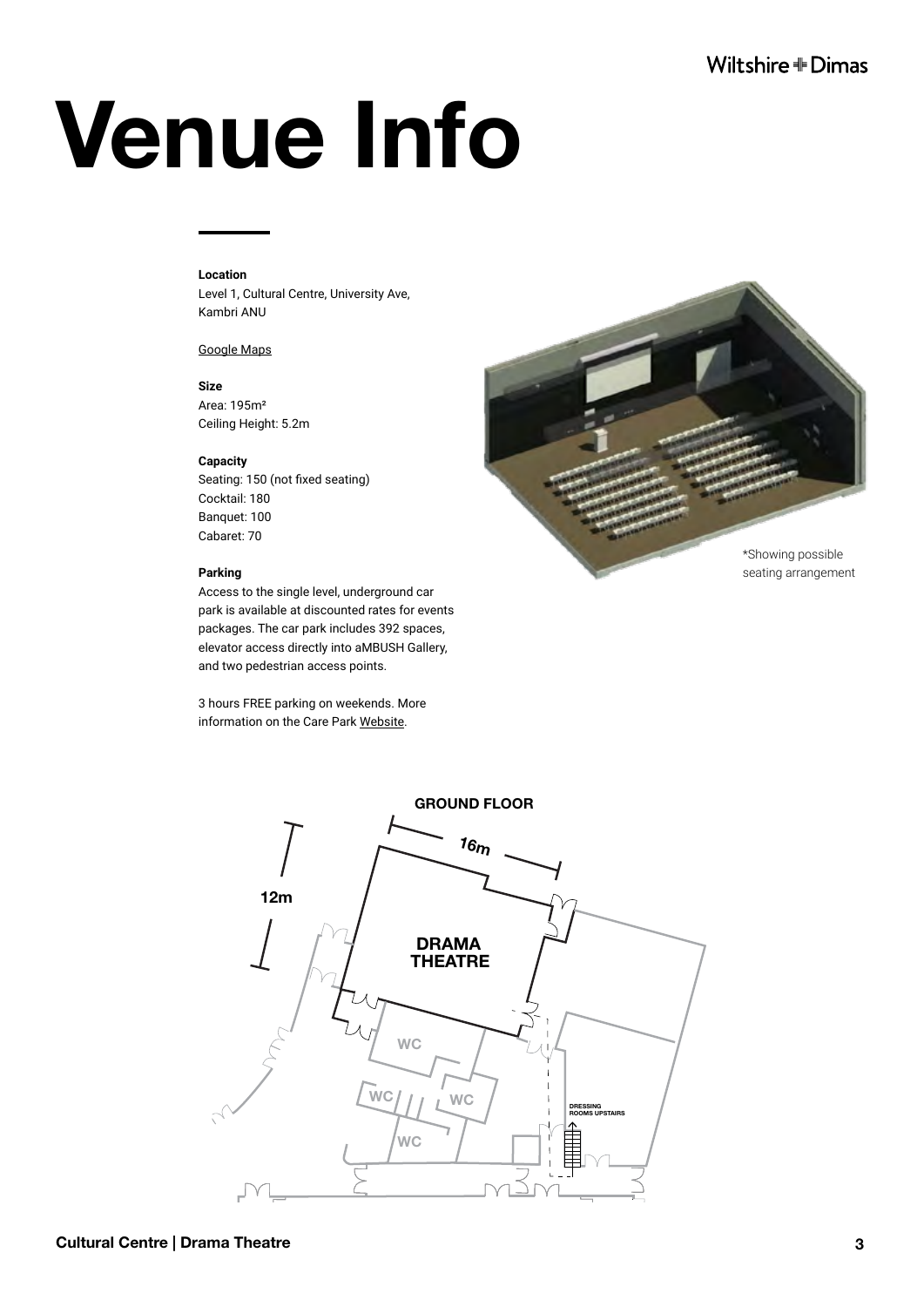# Venue Info

**Location**
Level 1, Cultural Centre, University Ave, Kambri ANU

Google Maps

**Size**
Area: 195m²
Ceiling Height: 5.2m

**Capacity**
Seating: 150 (not fixed seating)
Cocktail: 180
Banquet: 100
Cabaret: 70

**Parking**
Access to the single level, underground car park is available at discounted rates for events packages. The car park includes 392 spaces, elevator access directly into aMBUSH Gallery, and two pedestrian access points.

3 hours FREE parking on weekends. More information on the Care Park Website.

*Showing possible seating arrangement

**GROUND FLOOR**

16m

12m

DRAMA THEATRE

WC

WC

WC

WC

DRESSING ROOMS UPSTAIRS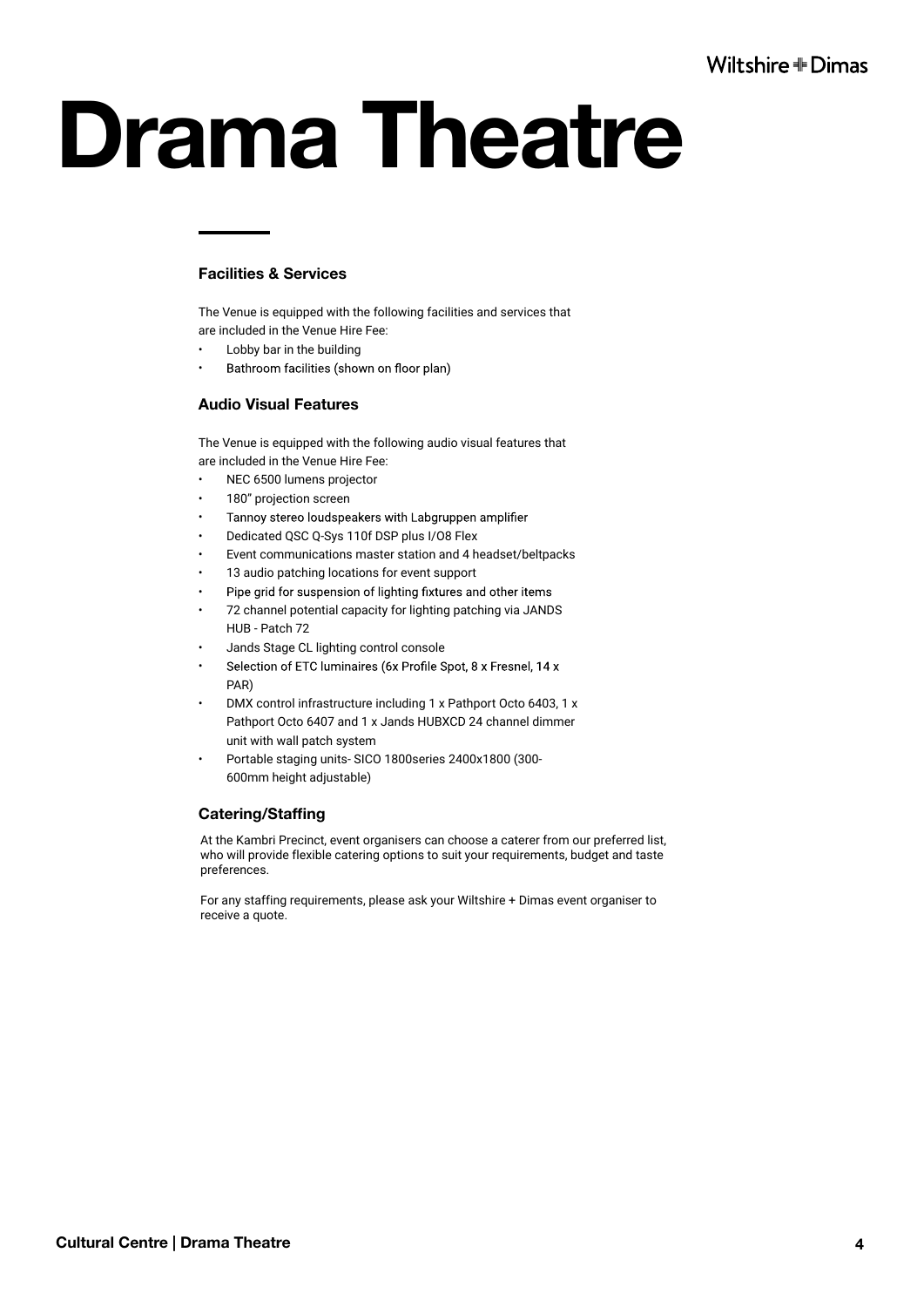# Drama Theatre

### Facilities & Services

The Venue is equipped with the following facilities and services that are included in the Venue Hire Fee:

- Lobby bar in the building
- Bathroom facilities (shown on floor plan)

### Audio Visual Features

The Venue is equipped with the following audio visual features that are included in the Venue Hire Fee:

- NEC 6500 lumens projector
- 180" projection screen
- Tannoy stereo loudspeakers with Labgruppen amplifier
- Dedicated QSC Q-Sys 110f DSP plus I/O8 Flex
- Event communications master station and 4 headset/beltpacks
- 13 audio patching locations for event support
- Pipe grid for suspension of lighting fixtures and other items
- 72 channel potential capacity for lighting patching via JANDS HUB - Patch 72
- Jands Stage CL lighting control console
- Selection of ETC luminaires (6x Profile Spot, 8 x Fresnel, 14 x PAR)
- DMX control infrastructure including 1 x Pathport Octo 6403, 1 x Pathport Octo 6407 and 1 x Jands HUBXCD 24 channel dimmer unit with wall patch system
- Portable staging units- SICO 1800series 2400x1800 (300-600mm height adjustable)

### Catering/Staffing

At the Kambri Precinct, event organisers can choose a caterer from our preferred list, who will provide flexible catering options to suit your requirements, budget and taste preferences.

For any staffing requirements, please ask your Wiltshire + Dimas event organiser to receive a quote.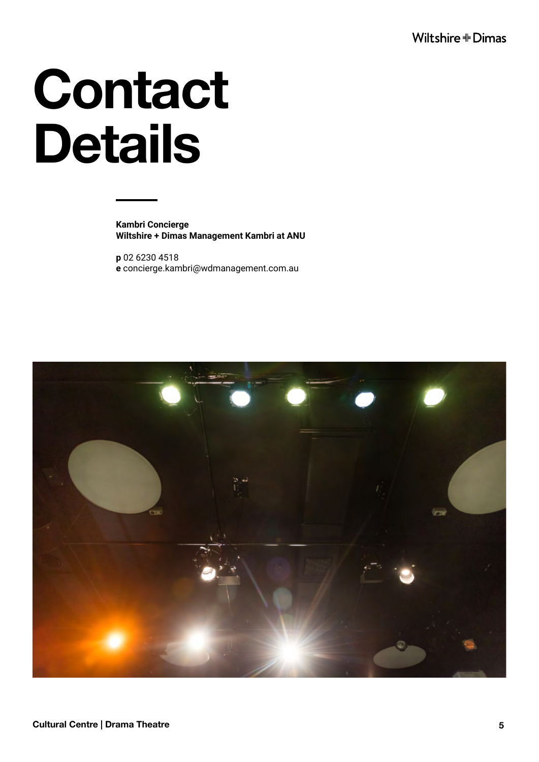# Contact Details

**Kambri Concierge**
**Wiltshire + Dimas Management Kambri at ANU**

**p** 02 6230 4518
**e** concierge.kambri@wdmanagement.com.au